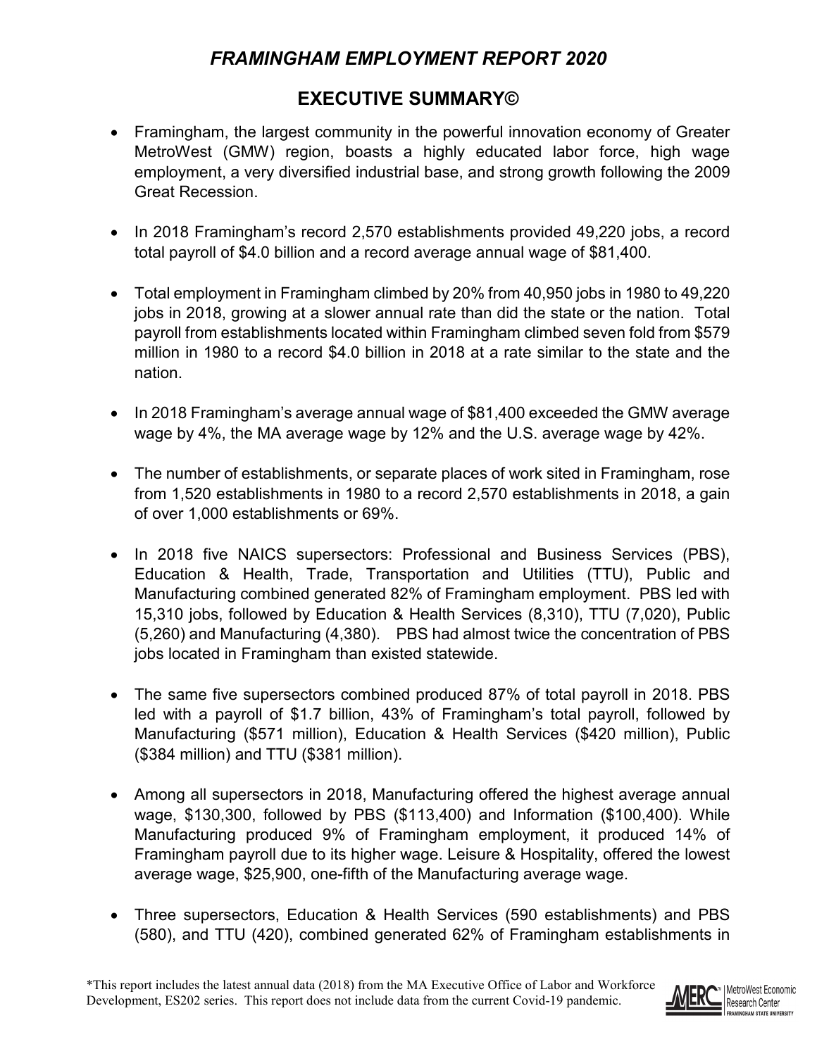# *FRAMINGHAM EMPLOYMENT REPORT 2020*

## EXECUTIVE SUMMARY©

- Framingham, the largest community in the powerful innovation economy of Greater MetroWest (GMW) region, boasts a highly educated labor force, high wage employment, a very diversified industrial base, and strong growth following the 2009 Great Recession.

- In 2018 Framingham's record 2,570 establishments provided 49,220 jobs, a record total payroll of $4.0 billion and a record average annual wage of $81,400.

- Total employment in Framingham climbed by 20% from 40,950 jobs in 1980 to 49,220 jobs in 2018, growing at a slower annual rate than did the state or the nation. Total payroll from establishments located within Framingham climbed seven fold from $579 million in 1980 to a record $4.0 billion in 2018 at a rate similar to the state and the nation.

- In 2018 Framingham's average annual wage of $81,400 exceeded the GMW average wage by 4%, the MA average wage by 12% and the U.S. average wage by 42%.

- The number of establishments, or separate places of work sited in Framingham, rose from 1,520 establishments in 1980 to a record 2,570 establishments in 2018, a gain of over 1,000 establishments or 69%.

- In 2018 five NAICS supersectors: Professional and Business Services (PBS), Education & Health, Trade, Transportation and Utilities (TTU), Public and Manufacturing combined generated 82% of Framingham employment. PBS led with 15,310 jobs, followed by Education & Health Services (8,310), TTU (7,020), Public (5,260) and Manufacturing (4,380). PBS had almost twice the concentration of PBS jobs located in Framingham than existed statewide.

- The same five supersectors combined produced 87% of total payroll in 2018. PBS led with a payroll of $1.7 billion, 43% of Framingham's total payroll, followed by Manufacturing ($571 million), Education & Health Services ($420 million), Public ($384 million) and TTU ($381 million).

- Among all supersectors in 2018, Manufacturing offered the highest average annual wage, $130,300, followed by PBS ($113,400) and Information ($100,400). While Manufacturing produced 9% of Framingham employment, it produced 14% of Framingham payroll due to its higher wage. Leisure & Hospitality, offered the lowest average wage, $25,900, one-fifth of the Manufacturing average wage.

- Three supersectors, Education & Health Services (590 establishments) and PBS (580), and TTU (420), combined generated 62% of Framingham establishments in

*This report includes the latest annual data (2018) from the MA Executive Office of Labor and Workforce Development, ES202 series. This report does not include data from the current Covid-19 pandemic.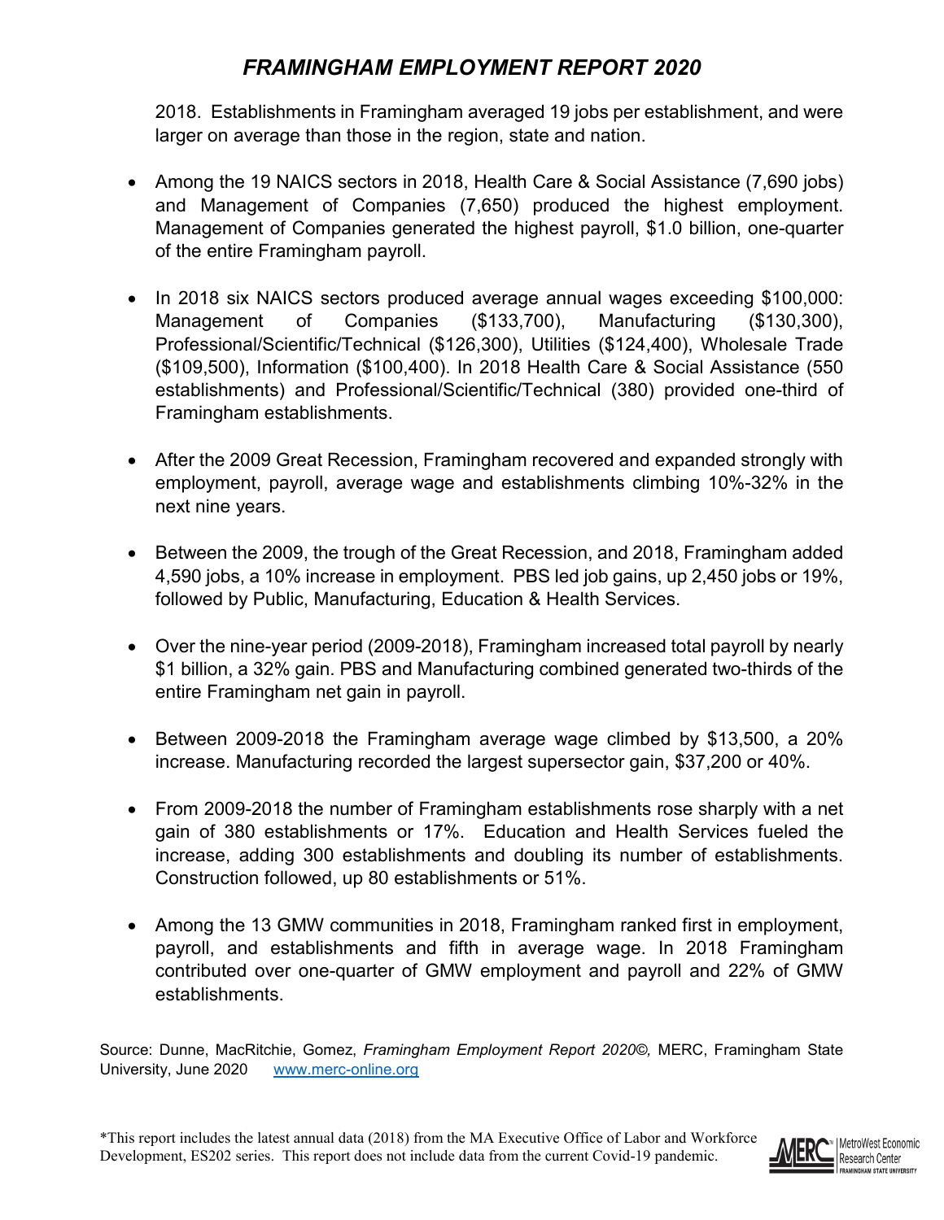2018. Establishments in Framingham averaged 19 jobs per establishment, and were larger on average than those in the region, state and nation.

- Among the 19 NAICS sectors in 2018, Health Care & Social Assistance (7,690 jobs) and Management of Companies (7,650) produced the highest employment. Management of Companies generated the highest payroll, $1.0 billion, one-quarter of the entire Framingham payroll.

- In 2018 six NAICS sectors produced average annual wages exceeding $100,000: Management of Companies ($133,700), Manufacturing ($130,300), Professional/Scientific/Technical ($126,300), Utilities ($124,400), Wholesale Trade ($109,500), Information ($100,400). In 2018 Health Care & Social Assistance (550 establishments) and Professional/Scientific/Technical (380) provided one-third of Framingham establishments.

- After the 2009 Great Recession, Framingham recovered and expanded strongly with employment, payroll, average wage and establishments climbing 10%-32% in the next nine years.

- Between the 2009, the trough of the Great Recession, and 2018, Framingham added 4,590 jobs, a 10% increase in employment. PBS led job gains, up 2,450 jobs or 19%, followed by Public, Manufacturing, Education & Health Services.

- Over the nine-year period (2009-2018), Framingham increased total payroll by nearly $1 billion, a 32% gain. PBS and Manufacturing combined generated two-thirds of the entire Framingham net gain in payroll.

- Between 2009-2018 the Framingham average wage climbed by $13,500, a 20% increase. Manufacturing recorded the largest supersector gain, $37,200 or 40%.

- From 2009-2018 the number of Framingham establishments rose sharply with a net gain of 380 establishments or 17%. Education and Health Services fueled the increase, adding 300 establishments and doubling its number of establishments. Construction followed, up 80 establishments or 51%.

- Among the 13 GMW communities in 2018, Framingham ranked first in employment, payroll, and establishments and fifth in average wage. In 2018 Framingham contributed over one-quarter of GMW employment and payroll and 22% of GMW establishments.

Source: Dunne, MacRitchie, Gomez, *Framingham Employment Report 2020©,* MERC, Framingham State University, June 2020 www.merc-online.org

*This report includes the latest annual data (2018) from the MA Executive Office of Labor and Workforce Development, ES202 series. This report does not include data from the current Covid-19 pandemic.

MERC MetroWest Economic Research Center FRAMINGHAM STATE UNIVERSITY